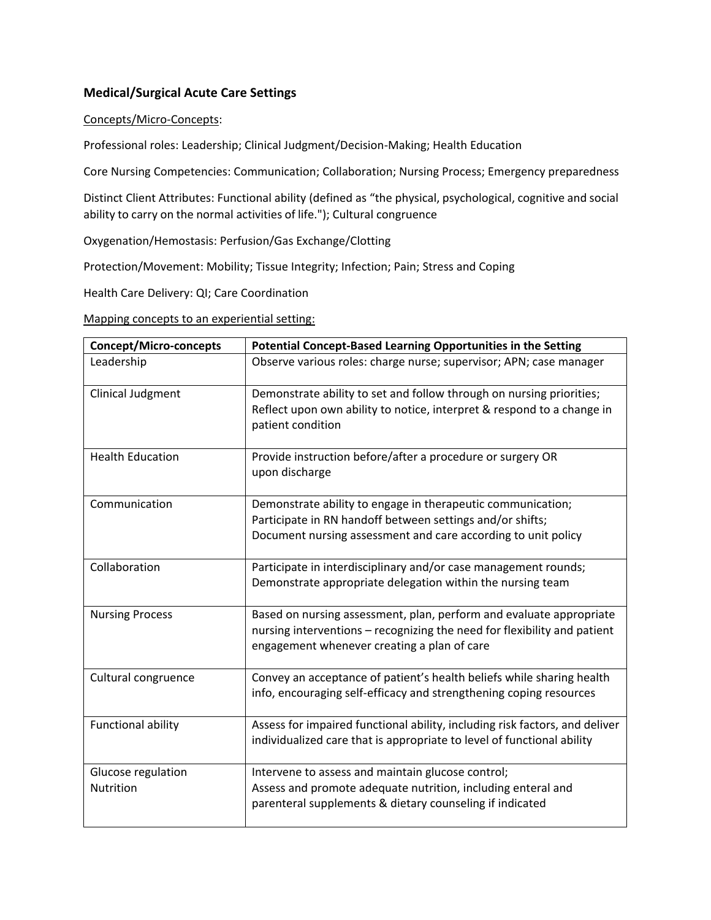## Medical/Surgical Acute Care Settings

<u>Concepts/Micro-Concepts</u>:

Professional roles: Leadership; Clinical Judgment/Decision-Making; Health Education

Core Nursing Competencies: Communication; Collaboration; Nursing Process; Emergency preparedness

Distinct Client Attributes: Functional ability (defined as "the physical, psychological, cognitive and social ability to carry on the normal activities of life."); Cultural congruence

Oxygenation/Hemostasis: Perfusion/Gas Exchange/Clotting

Protection/Movement: Mobility; Tissue Integrity; Infection; Pain; Stress and Coping

Health Care Delivery: QI; Care Coordination

<u>Mapping concepts to an experiential setting:</u>

| Concept/Micro-concepts | Potential Concept-Based Learning Opportunities in the Setting |
|---|---|
| Leadership | Observe various roles: charge nurse; supervisor; APN; case manager |
| Clinical Judgment | Demonstrate ability to set and follow through on nursing priorities; Reflect upon own ability to notice, interpret & respond to a change in patient condition |
| Health Education | Provide instruction before/after a procedure or surgery OR upon discharge |
| Communication | Demonstrate ability to engage in therapeutic communication; Participate in RN handoff between settings and/or shifts; Document nursing assessment and care according to unit policy |
| Collaboration | Participate in interdisciplinary and/or case management rounds; Demonstrate appropriate delegation within the nursing team |
| Nursing Process | Based on nursing assessment, plan, perform and evaluate appropriate nursing interventions – recognizing the need for flexibility and patient engagement whenever creating a plan of care |
| Cultural congruence | Convey an acceptance of patient's health beliefs while sharing health info, encouraging self-efficacy and strengthening coping resources |
| Functional ability | Assess for impaired functional ability, including risk factors, and deliver individualized care that is appropriate to level of functional ability |
| Glucose regulation<br>Nutrition | Intervene to assess and maintain glucose control;<br>Assess and promote adequate nutrition, including enteral and parenteral supplements & dietary counseling if indicated |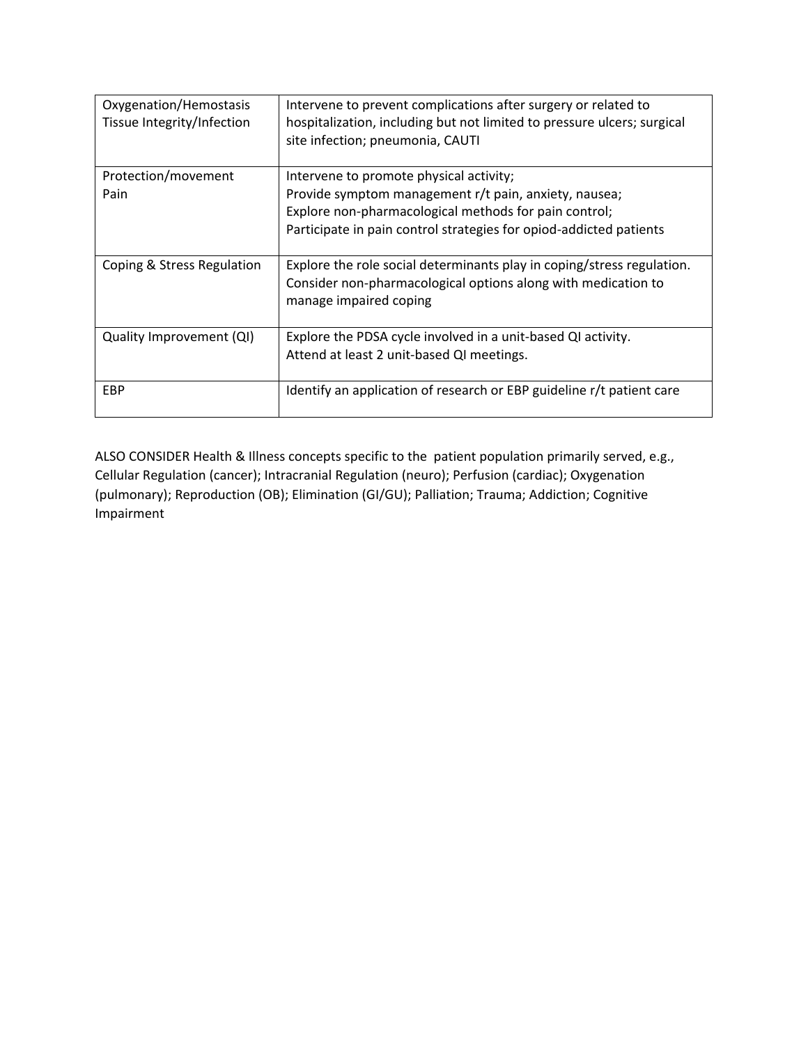| | |
|---|---|
| Oxygenation/Hemostasis<br>Tissue Integrity/Infection | Intervene to prevent complications after surgery or related to hospitalization, including but not limited to pressure ulcers; surgical site infection; pneumonia, CAUTI |
| Protection/movement<br>Pain | Intervene to promote physical activity;<br>Provide symptom management r/t pain, anxiety, nausea;<br>Explore non-pharmacological methods for pain control;<br>Participate in pain control strategies for opiod-addicted patients |
| Coping & Stress Regulation | Explore the role social determinants play in coping/stress regulation. Consider non-pharmacological options along with medication to manage impaired coping |
| Quality Improvement (QI) | Explore the PDSA cycle involved in a unit-based QI activity.<br>Attend at least 2 unit-based QI meetings. |
| EBP | Identify an application of research or EBP guideline r/t patient care |

ALSO CONSIDER Health & Illness concepts specific to the patient population primarily served, e.g., Cellular Regulation (cancer); Intracranial Regulation (neuro); Perfusion (cardiac); Oxygenation (pulmonary); Reproduction (OB); Elimination (GI/GU); Palliation; Trauma; Addiction; Cognitive Impairment